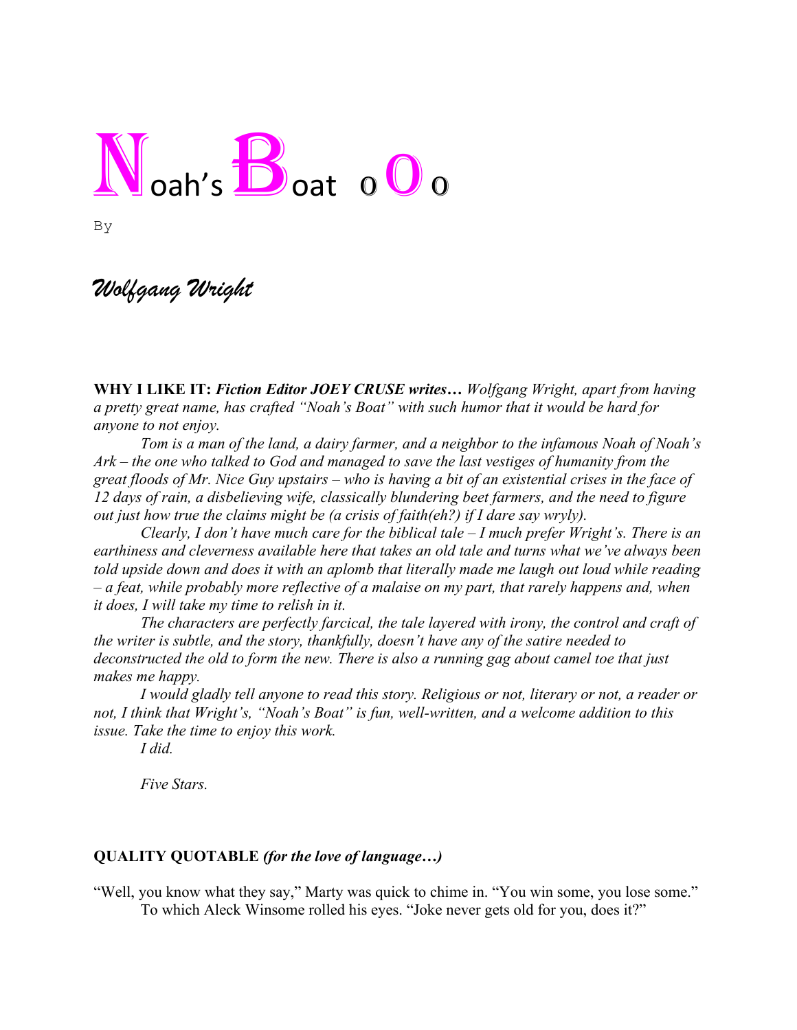# Noah's Boat o O o

By

*Wolfgang Wright*

**WHY I LIKE IT:** ***Fiction Editor JOEY CRUSE writes…*** *Wolfgang Wright, apart from having a pretty great name, has crafted "Noah's Boat" with such humor that it would be hard for anyone to not enjoy.*

*Tom is a man of the land, a dairy farmer, and a neighbor to the infamous Noah of Noah's Ark – the one who talked to God and managed to save the last vestiges of humanity from the great floods of Mr. Nice Guy upstairs – who is having a bit of an existential crises in the face of 12 days of rain, a disbelieving wife, classically blundering beet farmers, and the need to figure out just how true the claims might be (a crisis of faith(eh?) if I dare say wryly).*

*Clearly, I don't have much care for the biblical tale – I much prefer Wright's. There is an earthiness and cleverness available here that takes an old tale and turns what we've always been told upside down and does it with an aplomb that literally made me laugh out loud while reading – a feat, while probably more reflective of a malaise on my part, that rarely happens and, when it does, I will take my time to relish in it.*

*The characters are perfectly farcical, the tale layered with irony, the control and craft of the writer is subtle, and the story, thankfully, doesn't have any of the satire needed to deconstructed the old to form the new. There is also a running gag about camel toe that just makes me happy.*

*I would gladly tell anyone to read this story. Religious or not, literary or not, a reader or not, I think that Wright's, "Noah's Boat" is fun, well-written, and a welcome addition to this issue. Take the time to enjoy this work.*

*I did.*

*Five Stars.*

**QUALITY QUOTABLE** ***(for the love of language…)***

"Well, you know what they say," Marty was quick to chime in. "You win some, you lose some."

To which Aleck Winsome rolled his eyes. "Joke never gets old for you, does it?"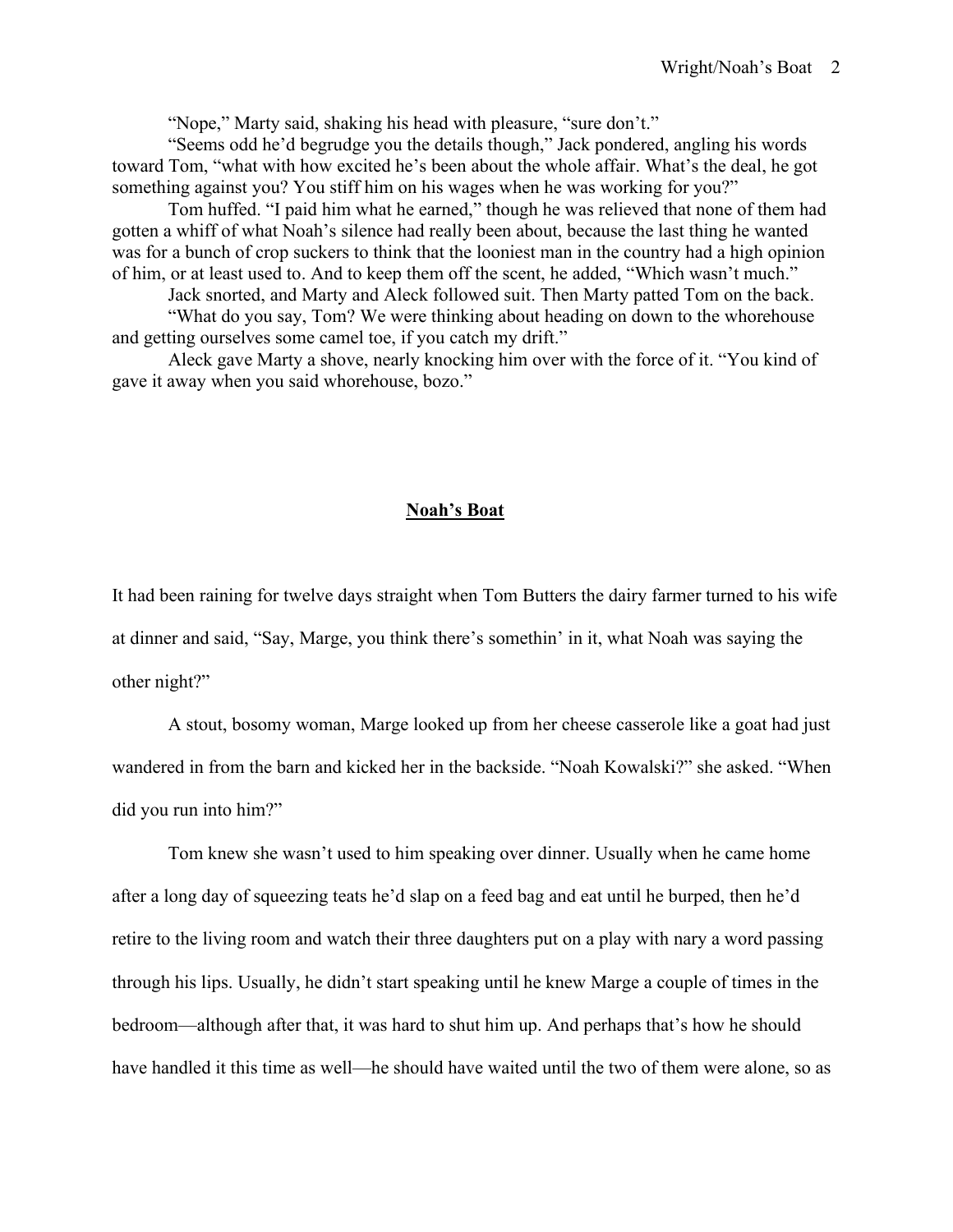"Nope," Marty said, shaking his head with pleasure, "sure don't."

"Seems odd he'd begrudge you the details though," Jack pondered, angling his words toward Tom, "what with how excited he's been about the whole affair. What's the deal, he got something against you? You stiff him on his wages when he was working for you?"

Tom huffed. "I paid him what he earned," though he was relieved that none of them had gotten a whiff of what Noah's silence had really been about, because the last thing he wanted was for a bunch of crop suckers to think that the looniest man in the country had a high opinion of him, or at least used to. And to keep them off the scent, he added, "Which wasn't much."

Jack snorted, and Marty and Aleck followed suit. Then Marty patted Tom on the back.

"What do you say, Tom? We were thinking about heading on down to the whorehouse and getting ourselves some camel toe, if you catch my drift."

Aleck gave Marty a shove, nearly knocking him over with the force of it. "You kind of gave it away when you said whorehouse, bozo."

## **Noah's Boat**

It had been raining for twelve days straight when Tom Butters the dairy farmer turned to his wife at dinner and said, "Say, Marge, you think there's somethin' in it, what Noah was saying the other night?"

A stout, bosomy woman, Marge looked up from her cheese casserole like a goat had just wandered in from the barn and kicked her in the backside. "Noah Kowalski?" she asked. "When did you run into him?"

Tom knew she wasn't used to him speaking over dinner. Usually when he came home after a long day of squeezing teats he'd slap on a feed bag and eat until he burped, then he'd retire to the living room and watch their three daughters put on a play with nary a word passing through his lips. Usually, he didn't start speaking until he knew Marge a couple of times in the bedroom—although after that, it was hard to shut him up. And perhaps that's how he should have handled it this time as well—he should have waited until the two of them were alone, so as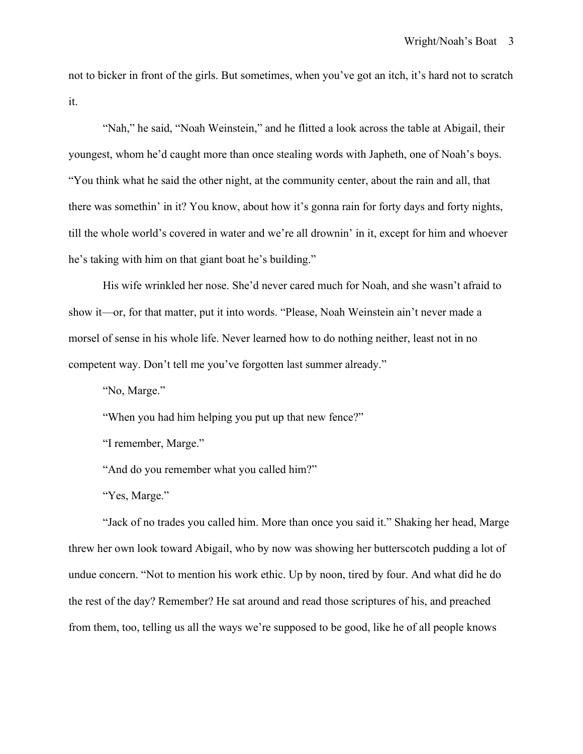not to bicker in front of the girls. But sometimes, when you've got an itch, it's hard not to scratch it.

"Nah," he said, "Noah Weinstein," and he flitted a look across the table at Abigail, their youngest, whom he'd caught more than once stealing words with Japheth, one of Noah's boys. "You think what he said the other night, at the community center, about the rain and all, that there was somethin' in it? You know, about how it's gonna rain for forty days and forty nights, till the whole world's covered in water and we're all drownin' in it, except for him and whoever he's taking with him on that giant boat he's building."

His wife wrinkled her nose. She'd never cared much for Noah, and she wasn't afraid to show it—or, for that matter, put it into words. "Please, Noah Weinstein ain't never made a morsel of sense in his whole life. Never learned how to do nothing neither, least not in no competent way. Don't tell me you've forgotten last summer already."

"No, Marge."

"When you had him helping you put up that new fence?"

"I remember, Marge."

"And do you remember what you called him?"

"Yes, Marge."

"Jack of no trades you called him. More than once you said it." Shaking her head, Marge threw her own look toward Abigail, who by now was showing her butterscotch pudding a lot of undue concern. "Not to mention his work ethic. Up by noon, tired by four. And what did he do the rest of the day? Remember? He sat around and read those scriptures of his, and preached from them, too, telling us all the ways we're supposed to be good, like he of all people knows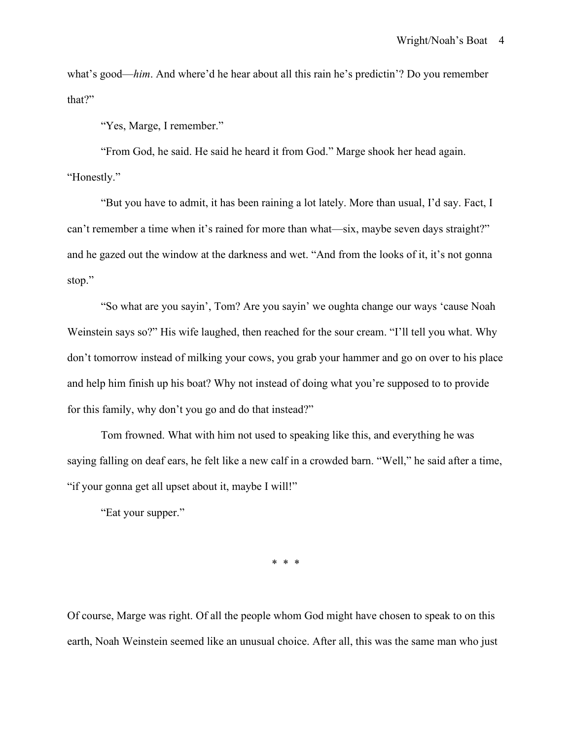what's good—*him*. And where'd he hear about all this rain he's predictin'? Do you remember that?"

"Yes, Marge, I remember."

"From God, he said. He said he heard it from God." Marge shook her head again. "Honestly."

"But you have to admit, it has been raining a lot lately. More than usual, I'd say. Fact, I can't remember a time when it's rained for more than what—six, maybe seven days straight?" and he gazed out the window at the darkness and wet. "And from the looks of it, it's not gonna stop."

"So what are you sayin', Tom? Are you sayin' we oughta change our ways 'cause Noah Weinstein says so?" His wife laughed, then reached for the sour cream. "I'll tell you what. Why don't tomorrow instead of milking your cows, you grab your hammer and go on over to his place and help him finish up his boat? Why not instead of doing what you're supposed to to provide for this family, why don't you go and do that instead?"

Tom frowned. What with him not used to speaking like this, and everything he was saying falling on deaf ears, he felt like a new calf in a crowded barn. "Well," he said after a time, "if your gonna get all upset about it, maybe I will!"

"Eat your supper."

\* \* \*

Of course, Marge was right. Of all the people whom God might have chosen to speak to on this earth, Noah Weinstein seemed like an unusual choice. After all, this was the same man who just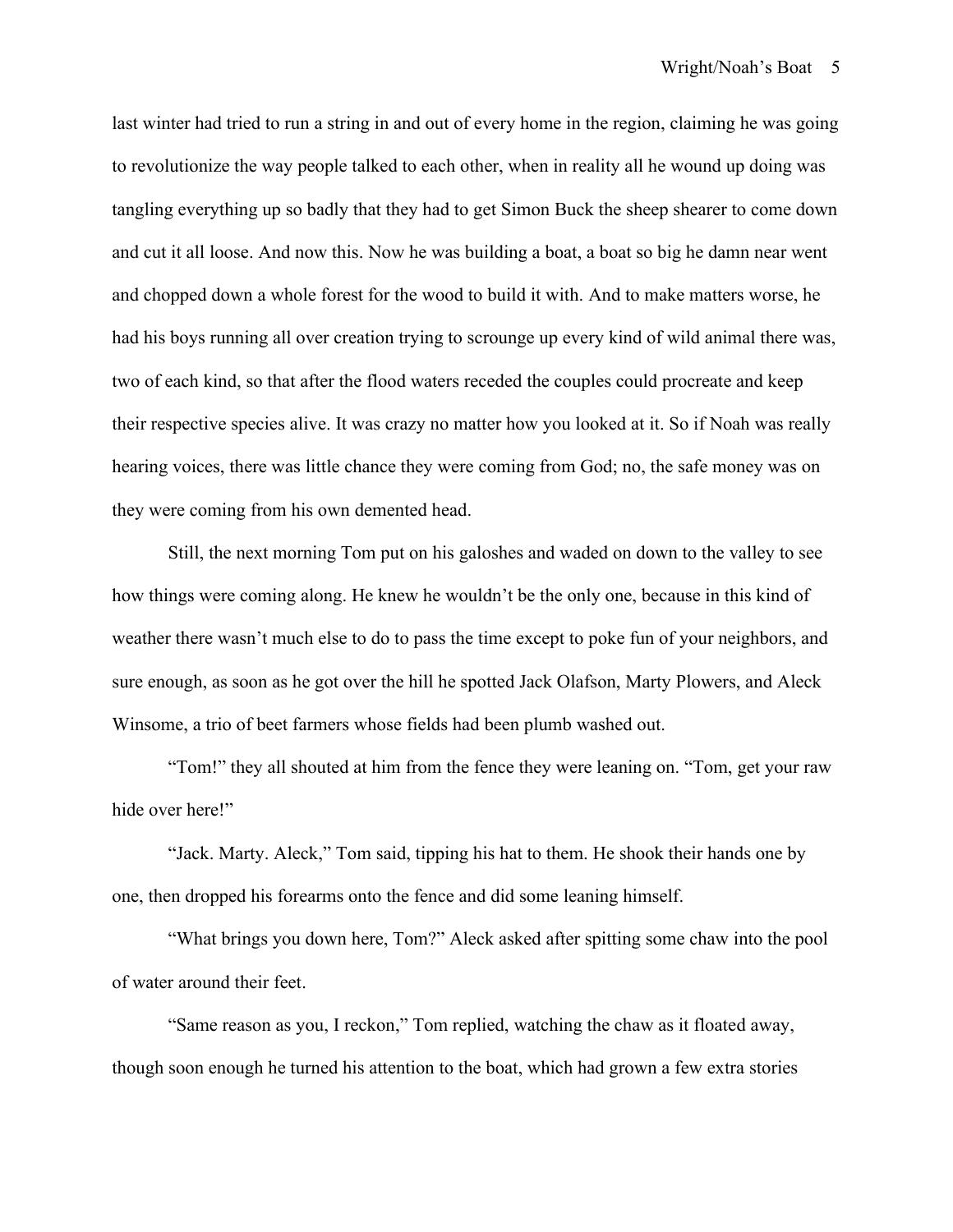last winter had tried to run a string in and out of every home in the region, claiming he was going to revolutionize the way people talked to each other, when in reality all he wound up doing was tangling everything up so badly that they had to get Simon Buck the sheep shearer to come down and cut it all loose. And now this. Now he was building a boat, a boat so big he damn near went and chopped down a whole forest for the wood to build it with. And to make matters worse, he had his boys running all over creation trying to scrounge up every kind of wild animal there was, two of each kind, so that after the flood waters receded the couples could procreate and keep their respective species alive. It was crazy no matter how you looked at it. So if Noah was really hearing voices, there was little chance they were coming from God; no, the safe money was on they were coming from his own demented head.

Still, the next morning Tom put on his galoshes and waded on down to the valley to see how things were coming along. He knew he wouldn't be the only one, because in this kind of weather there wasn't much else to do to pass the time except to poke fun of your neighbors, and sure enough, as soon as he got over the hill he spotted Jack Olafson, Marty Plowers, and Aleck Winsome, a trio of beet farmers whose fields had been plumb washed out.

"Tom!" they all shouted at him from the fence they were leaning on. "Tom, get your raw hide over here!"

"Jack. Marty. Aleck," Tom said, tipping his hat to them. He shook their hands one by one, then dropped his forearms onto the fence and did some leaning himself.

"What brings you down here, Tom?" Aleck asked after spitting some chaw into the pool of water around their feet.

"Same reason as you, I reckon," Tom replied, watching the chaw as it floated away, though soon enough he turned his attention to the boat, which had grown a few extra stories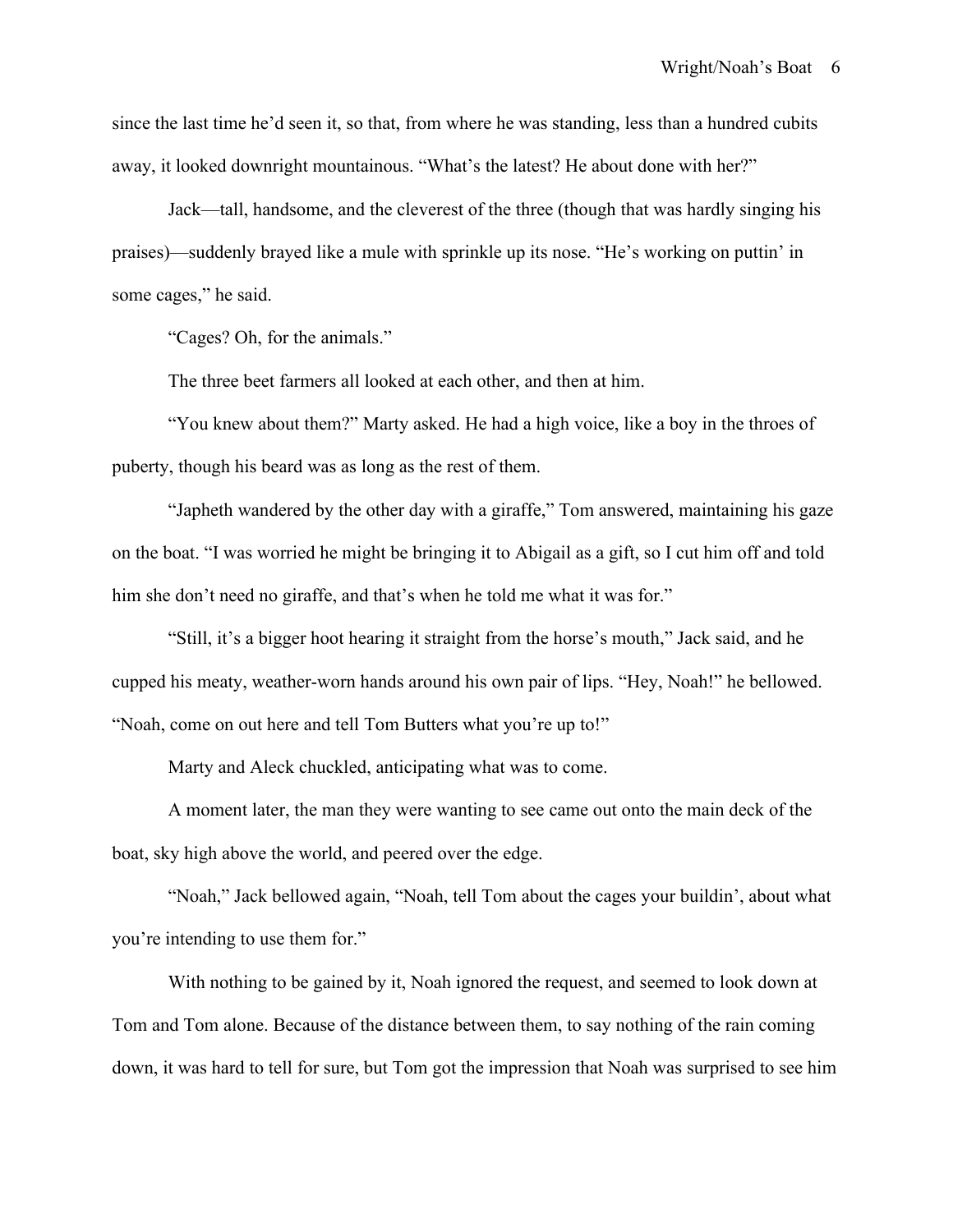since the last time he'd seen it, so that, from where he was standing, less than a hundred cubits away, it looked downright mountainous. "What's the latest? He about done with her?"

Jack—tall, handsome, and the cleverest of the three (though that was hardly singing his praises)—suddenly brayed like a mule with sprinkle up its nose. "He's working on puttin' in some cages," he said.

"Cages? Oh, for the animals."

The three beet farmers all looked at each other, and then at him.

"You knew about them?" Marty asked. He had a high voice, like a boy in the throes of puberty, though his beard was as long as the rest of them.

"Japheth wandered by the other day with a giraffe," Tom answered, maintaining his gaze on the boat. "I was worried he might be bringing it to Abigail as a gift, so I cut him off and told him she don't need no giraffe, and that's when he told me what it was for."

"Still, it's a bigger hoot hearing it straight from the horse's mouth," Jack said, and he cupped his meaty, weather-worn hands around his own pair of lips. "Hey, Noah!" he bellowed. "Noah, come on out here and tell Tom Butters what you're up to!"

Marty and Aleck chuckled, anticipating what was to come.

A moment later, the man they were wanting to see came out onto the main deck of the boat, sky high above the world, and peered over the edge.

"Noah," Jack bellowed again, "Noah, tell Tom about the cages your buildin', about what you're intending to use them for."

With nothing to be gained by it, Noah ignored the request, and seemed to look down at Tom and Tom alone. Because of the distance between them, to say nothing of the rain coming down, it was hard to tell for sure, but Tom got the impression that Noah was surprised to see him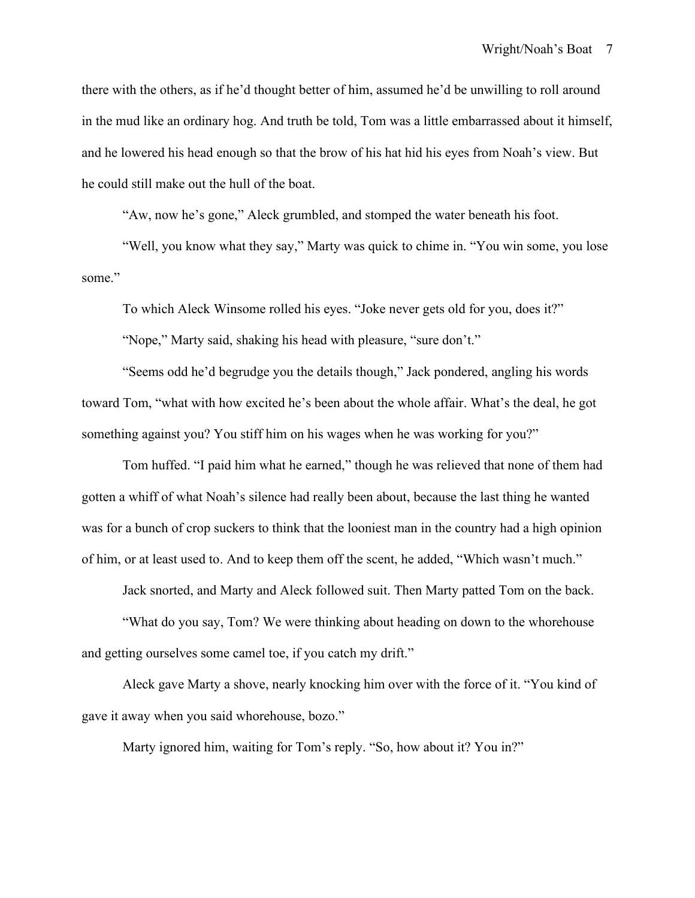there with the others, as if he'd thought better of him, assumed he'd be unwilling to roll around in the mud like an ordinary hog. And truth be told, Tom was a little embarrassed about it himself, and he lowered his head enough so that the brow of his hat hid his eyes from Noah's view. But he could still make out the hull of the boat.

"Aw, now he's gone," Aleck grumbled, and stomped the water beneath his foot.

"Well, you know what they say," Marty was quick to chime in. "You win some, you lose some."

To which Aleck Winsome rolled his eyes. "Joke never gets old for you, does it?"

"Nope," Marty said, shaking his head with pleasure, "sure don't."

"Seems odd he'd begrudge you the details though," Jack pondered, angling his words toward Tom, "what with how excited he's been about the whole affair. What's the deal, he got something against you? You stiff him on his wages when he was working for you?"

Tom huffed. "I paid him what he earned," though he was relieved that none of them had gotten a whiff of what Noah's silence had really been about, because the last thing he wanted was for a bunch of crop suckers to think that the looniest man in the country had a high opinion of him, or at least used to. And to keep them off the scent, he added, "Which wasn't much."

Jack snorted, and Marty and Aleck followed suit. Then Marty patted Tom on the back.

"What do you say, Tom? We were thinking about heading on down to the whorehouse and getting ourselves some camel toe, if you catch my drift."

Aleck gave Marty a shove, nearly knocking him over with the force of it. "You kind of gave it away when you said whorehouse, bozo."

Marty ignored him, waiting for Tom's reply. "So, how about it? You in?"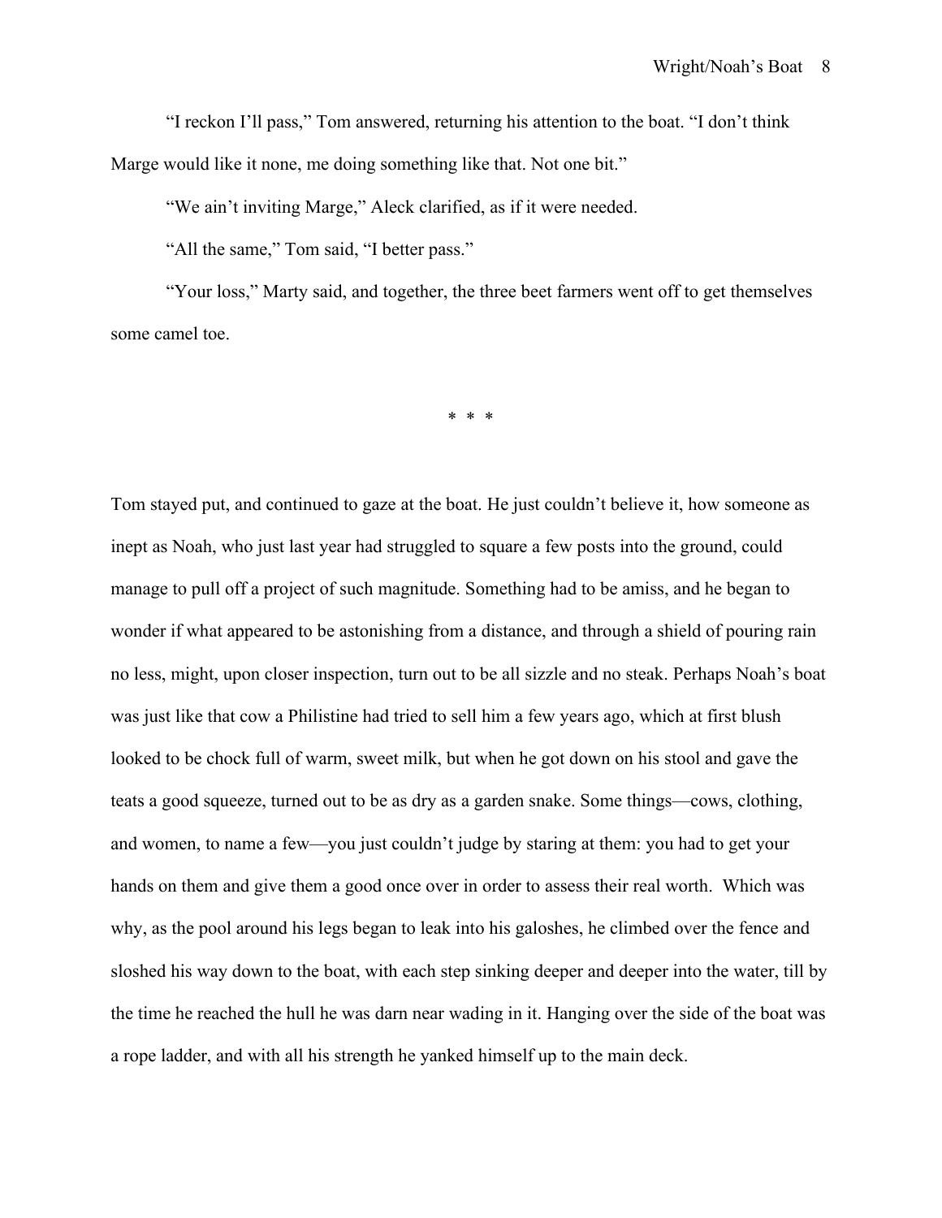"I reckon I'll pass," Tom answered, returning his attention to the boat. "I don't think Marge would like it none, me doing something like that. Not one bit."

"We ain't inviting Marge," Aleck clarified, as if it were needed.

"All the same," Tom said, "I better pass."

"Your loss," Marty said, and together, the three beet farmers went off to get themselves some camel toe.

\* \* \*

Tom stayed put, and continued to gaze at the boat. He just couldn't believe it, how someone as inept as Noah, who just last year had struggled to square a few posts into the ground, could manage to pull off a project of such magnitude. Something had to be amiss, and he began to wonder if what appeared to be astonishing from a distance, and through a shield of pouring rain no less, might, upon closer inspection, turn out to be all sizzle and no steak. Perhaps Noah's boat was just like that cow a Philistine had tried to sell him a few years ago, which at first blush looked to be chock full of warm, sweet milk, but when he got down on his stool and gave the teats a good squeeze, turned out to be as dry as a garden snake. Some things—cows, clothing, and women, to name a few—you just couldn't judge by staring at them: you had to get your hands on them and give them a good once over in order to assess their real worth. Which was why, as the pool around his legs began to leak into his galoshes, he climbed over the fence and sloshed his way down to the boat, with each step sinking deeper and deeper into the water, till by the time he reached the hull he was darn near wading in it. Hanging over the side of the boat was a rope ladder, and with all his strength he yanked himself up to the main deck.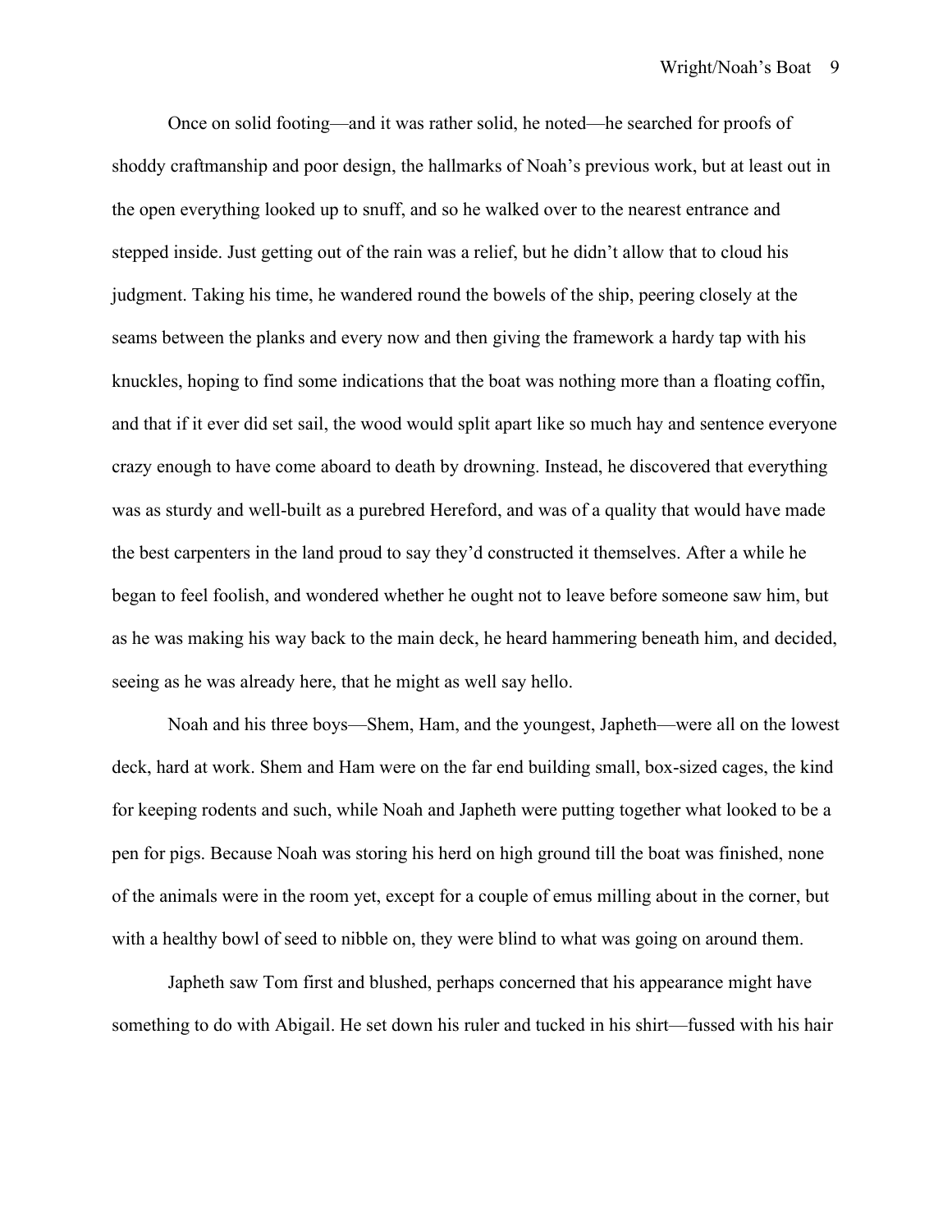Once on solid footing—and it was rather solid, he noted—he searched for proofs of shoddy craftmanship and poor design, the hallmarks of Noah's previous work, but at least out in the open everything looked up to snuff, and so he walked over to the nearest entrance and stepped inside. Just getting out of the rain was a relief, but he didn't allow that to cloud his judgment. Taking his time, he wandered round the bowels of the ship, peering closely at the seams between the planks and every now and then giving the framework a hardy tap with his knuckles, hoping to find some indications that the boat was nothing more than a floating coffin, and that if it ever did set sail, the wood would split apart like so much hay and sentence everyone crazy enough to have come aboard to death by drowning. Instead, he discovered that everything was as sturdy and well-built as a purebred Hereford, and was of a quality that would have made the best carpenters in the land proud to say they'd constructed it themselves. After a while he began to feel foolish, and wondered whether he ought not to leave before someone saw him, but as he was making his way back to the main deck, he heard hammering beneath him, and decided, seeing as he was already here, that he might as well say hello.

Noah and his three boys—Shem, Ham, and the youngest, Japheth—were all on the lowest deck, hard at work. Shem and Ham were on the far end building small, box-sized cages, the kind for keeping rodents and such, while Noah and Japheth were putting together what looked to be a pen for pigs. Because Noah was storing his herd on high ground till the boat was finished, none of the animals were in the room yet, except for a couple of emus milling about in the corner, but with a healthy bowl of seed to nibble on, they were blind to what was going on around them.

Japheth saw Tom first and blushed, perhaps concerned that his appearance might have something to do with Abigail. He set down his ruler and tucked in his shirt—fussed with his hair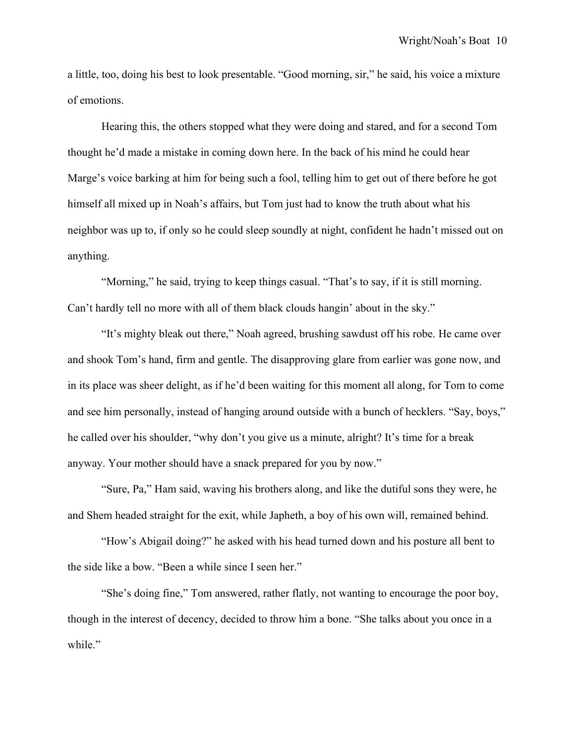a little, too, doing his best to look presentable. "Good morning, sir," he said, his voice a mixture of emotions.

Hearing this, the others stopped what they were doing and stared, and for a second Tom thought he'd made a mistake in coming down here. In the back of his mind he could hear Marge's voice barking at him for being such a fool, telling him to get out of there before he got himself all mixed up in Noah's affairs, but Tom just had to know the truth about what his neighbor was up to, if only so he could sleep soundly at night, confident he hadn't missed out on anything.

"Morning," he said, trying to keep things casual. "That's to say, if it is still morning. Can't hardly tell no more with all of them black clouds hangin' about in the sky."

"It's mighty bleak out there," Noah agreed, brushing sawdust off his robe. He came over and shook Tom's hand, firm and gentle. The disapproving glare from earlier was gone now, and in its place was sheer delight, as if he'd been waiting for this moment all along, for Tom to come and see him personally, instead of hanging around outside with a bunch of hecklers. "Say, boys," he called over his shoulder, "why don't you give us a minute, alright? It's time for a break anyway. Your mother should have a snack prepared for you by now."

"Sure, Pa," Ham said, waving his brothers along, and like the dutiful sons they were, he and Shem headed straight for the exit, while Japheth, a boy of his own will, remained behind.

"How's Abigail doing?" he asked with his head turned down and his posture all bent to the side like a bow. "Been a while since I seen her."

"She's doing fine," Tom answered, rather flatly, not wanting to encourage the poor boy, though in the interest of decency, decided to throw him a bone. "She talks about you once in a while."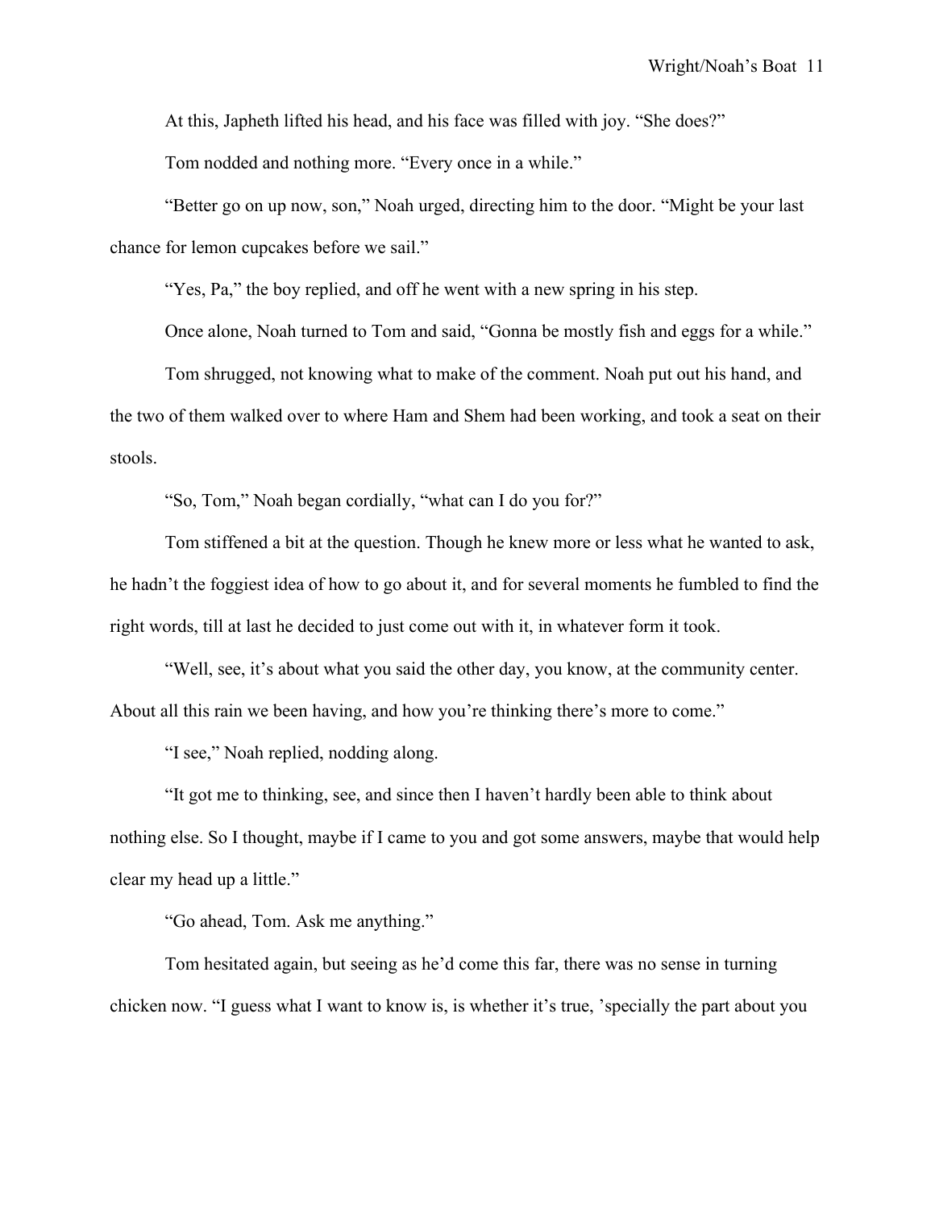At this, Japheth lifted his head, and his face was filled with joy. “She does?”

Tom nodded and nothing more. “Every once in a while.”

“Better go on up now, son,” Noah urged, directing him to the door. “Might be your last chance for lemon cupcakes before we sail.”

“Yes, Pa,” the boy replied, and off he went with a new spring in his step.

Once alone, Noah turned to Tom and said, “Gonna be mostly fish and eggs for a while.”

Tom shrugged, not knowing what to make of the comment. Noah put out his hand, and the two of them walked over to where Ham and Shem had been working, and took a seat on their stools.

“So, Tom,” Noah began cordially, “what can I do you for?”

Tom stiffened a bit at the question. Though he knew more or less what he wanted to ask, he hadn’t the foggiest idea of how to go about it, and for several moments he fumbled to find the right words, till at last he decided to just come out with it, in whatever form it took.

“Well, see, it’s about what you said the other day, you know, at the community center. About all this rain we been having, and how you’re thinking there’s more to come.”

“I see,” Noah replied, nodding along.

“It got me to thinking, see, and since then I haven’t hardly been able to think about nothing else. So I thought, maybe if I came to you and got some answers, maybe that would help clear my head up a little.”

“Go ahead, Tom. Ask me anything.”

Tom hesitated again, but seeing as he’d come this far, there was no sense in turning chicken now. “I guess what I want to know is, is whether it’s true, ’specially the part about you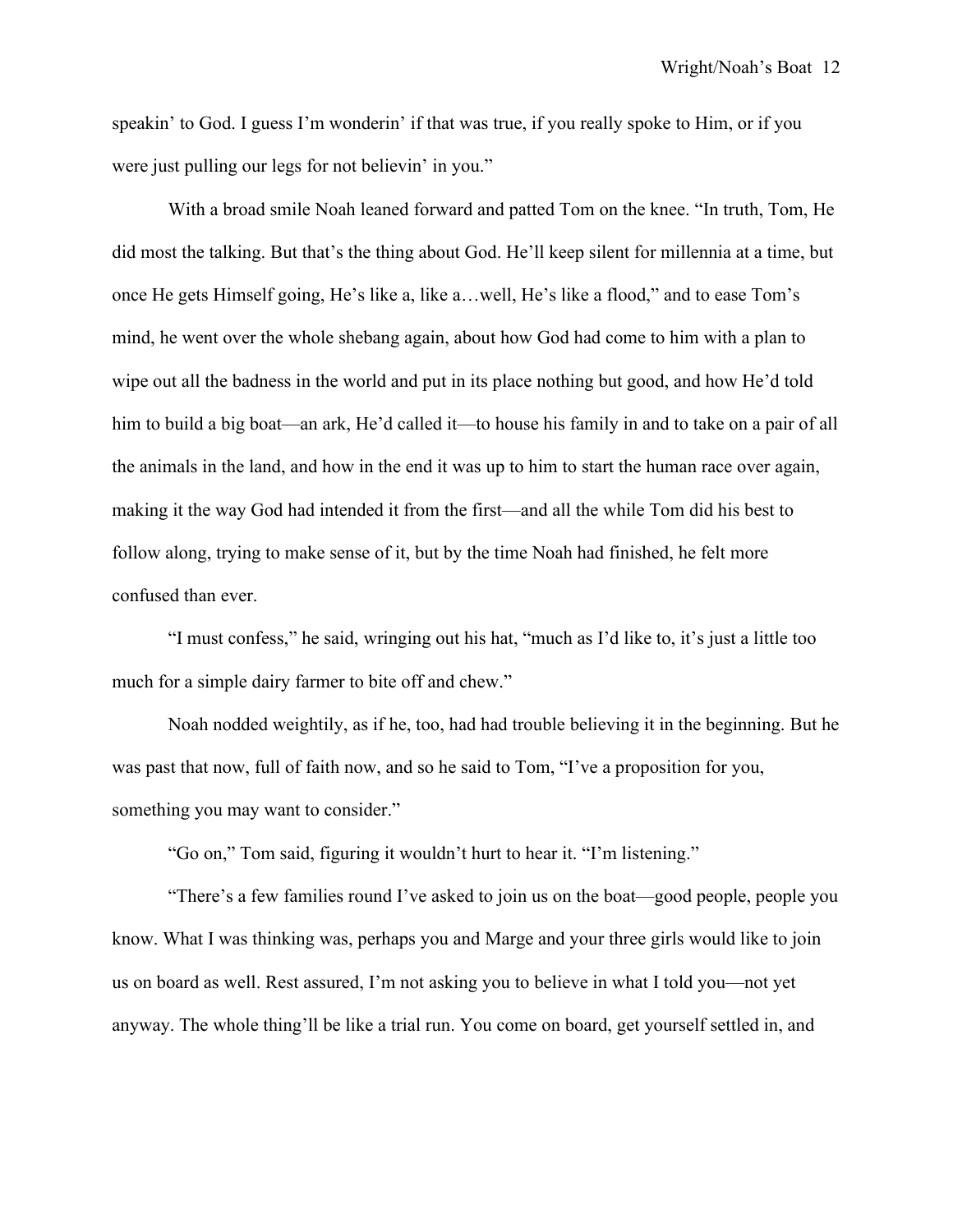speakin' to God. I guess I'm wonderin' if that was true, if you really spoke to Him, or if you were just pulling our legs for not believin' in you."

With a broad smile Noah leaned forward and patted Tom on the knee. "In truth, Tom, He did most the talking. But that's the thing about God. He'll keep silent for millennia at a time, but once He gets Himself going, He's like a, like a…well, He's like a flood," and to ease Tom's mind, he went over the whole shebang again, about how God had come to him with a plan to wipe out all the badness in the world and put in its place nothing but good, and how He'd told him to build a big boat—an ark, He'd called it—to house his family in and to take on a pair of all the animals in the land, and how in the end it was up to him to start the human race over again, making it the way God had intended it from the first—and all the while Tom did his best to follow along, trying to make sense of it, but by the time Noah had finished, he felt more confused than ever.

"I must confess," he said, wringing out his hat, "much as I'd like to, it's just a little too much for a simple dairy farmer to bite off and chew."

Noah nodded weightily, as if he, too, had had trouble believing it in the beginning. But he was past that now, full of faith now, and so he said to Tom, "I've a proposition for you, something you may want to consider."

"Go on," Tom said, figuring it wouldn't hurt to hear it. "I'm listening."

"There's a few families round I've asked to join us on the boat—good people, people you know. What I was thinking was, perhaps you and Marge and your three girls would like to join us on board as well. Rest assured, I'm not asking you to believe in what I told you—not yet anyway. The whole thing'll be like a trial run. You come on board, get yourself settled in, and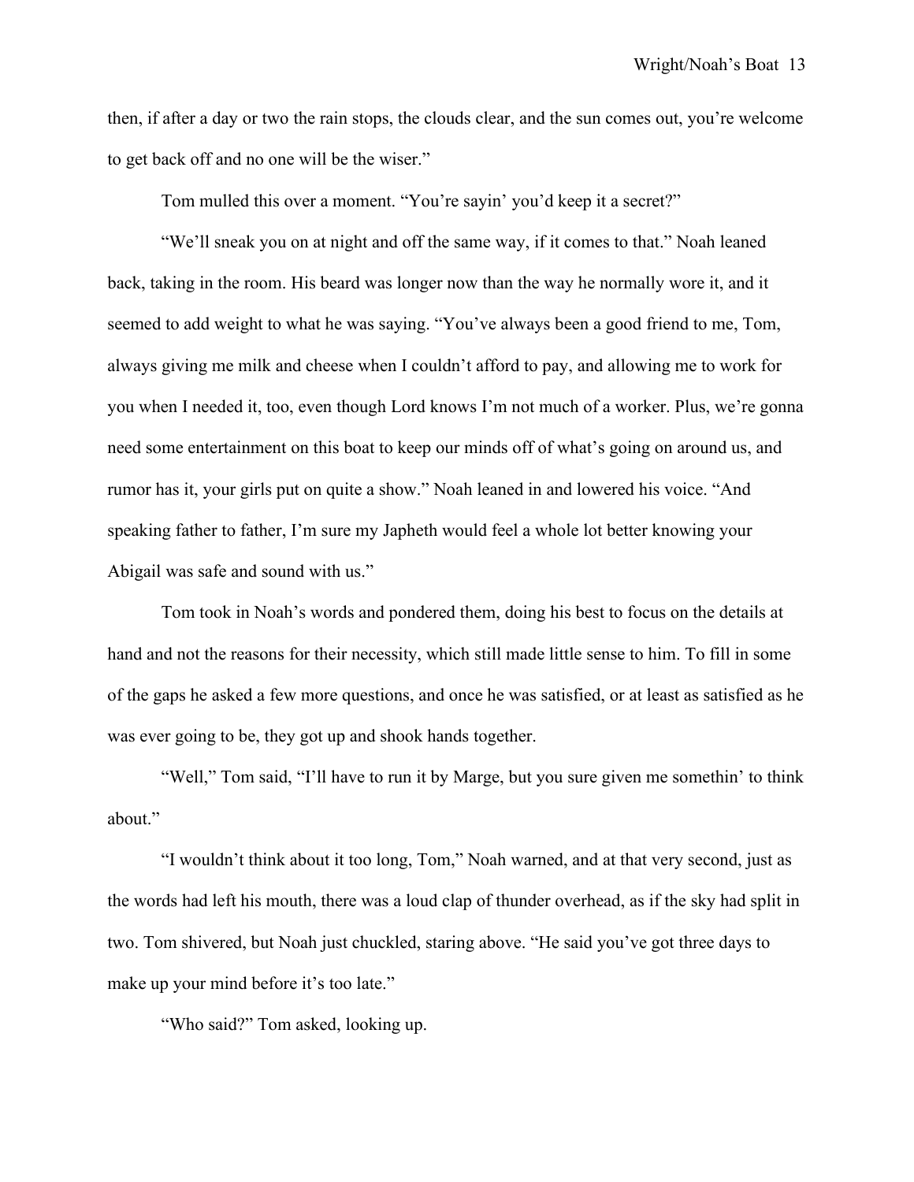then, if after a day or two the rain stops, the clouds clear, and the sun comes out, you're welcome to get back off and no one will be the wiser."

Tom mulled this over a moment. "You're sayin' you'd keep it a secret?"

"We'll sneak you on at night and off the same way, if it comes to that." Noah leaned back, taking in the room. His beard was longer now than the way he normally wore it, and it seemed to add weight to what he was saying. "You've always been a good friend to me, Tom, always giving me milk and cheese when I couldn't afford to pay, and allowing me to work for you when I needed it, too, even though Lord knows I'm not much of a worker. Plus, we're gonna need some entertainment on this boat to keep our minds off of what's going on around us, and rumor has it, your girls put on quite a show." Noah leaned in and lowered his voice. "And speaking father to father, I'm sure my Japheth would feel a whole lot better knowing your Abigail was safe and sound with us."

Tom took in Noah's words and pondered them, doing his best to focus on the details at hand and not the reasons for their necessity, which still made little sense to him. To fill in some of the gaps he asked a few more questions, and once he was satisfied, or at least as satisfied as he was ever going to be, they got up and shook hands together.

"Well," Tom said, "I'll have to run it by Marge, but you sure given me somethin' to think about."

"I wouldn't think about it too long, Tom," Noah warned, and at that very second, just as the words had left his mouth, there was a loud clap of thunder overhead, as if the sky had split in two. Tom shivered, but Noah just chuckled, staring above. "He said you've got three days to make up your mind before it's too late."

"Who said?" Tom asked, looking up.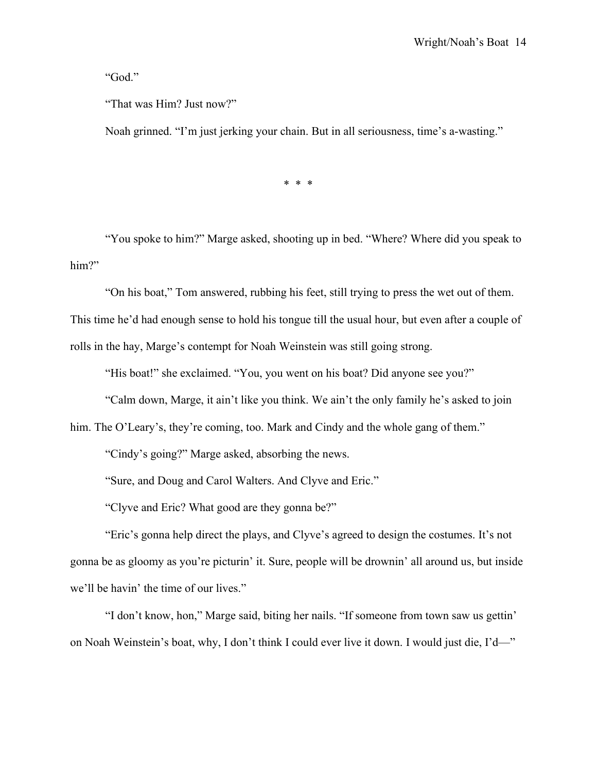"God."

"That was Him? Just now?"

Noah grinned. "I'm just jerking your chain. But in all seriousness, time's a-wasting."

\* \* \*

"You spoke to him?" Marge asked, shooting up in bed. "Where? Where did you speak to him?"

"On his boat," Tom answered, rubbing his feet, still trying to press the wet out of them. This time he'd had enough sense to hold his tongue till the usual hour, but even after a couple of rolls in the hay, Marge's contempt for Noah Weinstein was still going strong.

"His boat!" she exclaimed. "You, you went on his boat? Did anyone see you?"

"Calm down, Marge, it ain't like you think. We ain't the only family he's asked to join him. The O'Leary's, they're coming, too. Mark and Cindy and the whole gang of them."

"Cindy's going?" Marge asked, absorbing the news.

"Sure, and Doug and Carol Walters. And Clyve and Eric."

"Clyve and Eric? What good are they gonna be?"

"Eric's gonna help direct the plays, and Clyve's agreed to design the costumes. It's not gonna be as gloomy as you're picturin' it. Sure, people will be drownin' all around us, but inside we'll be havin' the time of our lives."

"I don't know, hon," Marge said, biting her nails. "If someone from town saw us gettin' on Noah Weinstein's boat, why, I don't think I could ever live it down. I would just die, I'd—"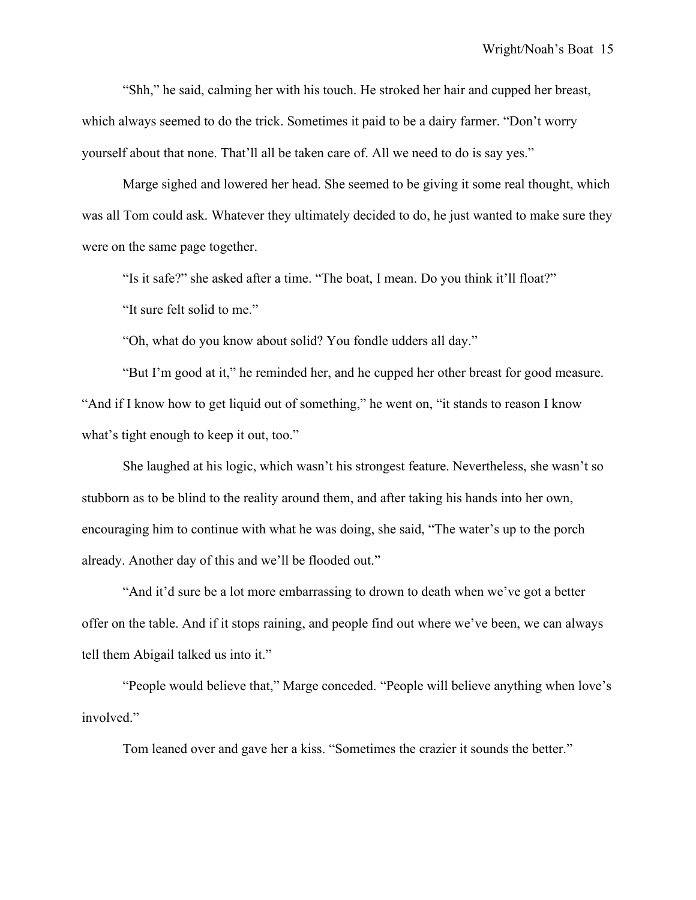"Shh," he said, calming her with his touch. He stroked her hair and cupped her breast, which always seemed to do the trick. Sometimes it paid to be a dairy farmer. "Don't worry yourself about that none. That'll all be taken care of. All we need to do is say yes."

Marge sighed and lowered her head. She seemed to be giving it some real thought, which was all Tom could ask. Whatever they ultimately decided to do, he just wanted to make sure they were on the same page together.

"Is it safe?" she asked after a time. "The boat, I mean. Do you think it'll float?"

"It sure felt solid to me."

"Oh, what do you know about solid? You fondle udders all day."

"But I'm good at it," he reminded her, and he cupped her other breast for good measure. "And if I know how to get liquid out of something," he went on, "it stands to reason I know what's tight enough to keep it out, too."

She laughed at his logic, which wasn't his strongest feature. Nevertheless, she wasn't so stubborn as to be blind to the reality around them, and after taking his hands into her own, encouraging him to continue with what he was doing, she said, "The water's up to the porch already. Another day of this and we'll be flooded out."

"And it'd sure be a lot more embarrassing to drown to death when we've got a better offer on the table. And if it stops raining, and people find out where we've been, we can always tell them Abigail talked us into it."

"People would believe that," Marge conceded. "People will believe anything when love's involved."

Tom leaned over and gave her a kiss. "Sometimes the crazier it sounds the better."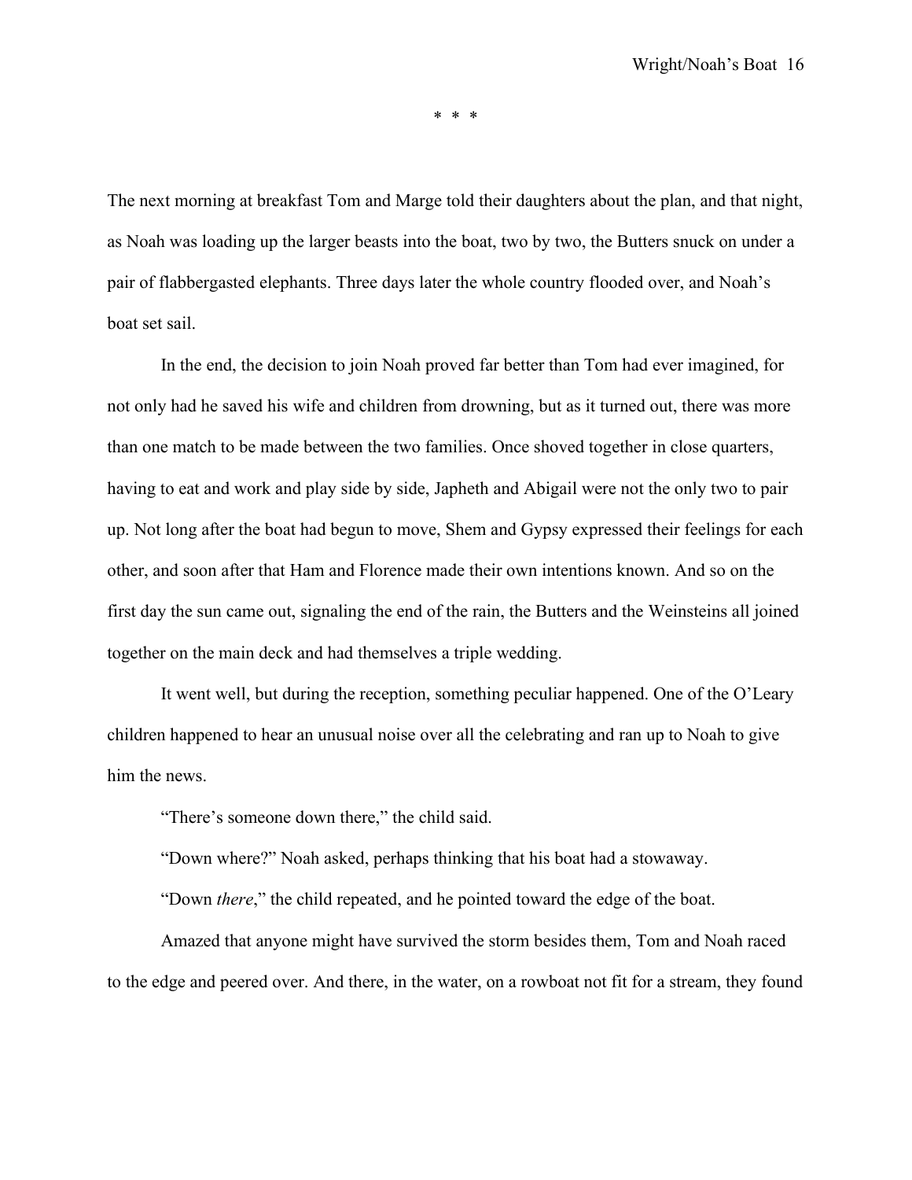\* \* \*

The next morning at breakfast Tom and Marge told their daughters about the plan, and that night, as Noah was loading up the larger beasts into the boat, two by two, the Butters snuck on under a pair of flabbergasted elephants. Three days later the whole country flooded over, and Noah's boat set sail.

In the end, the decision to join Noah proved far better than Tom had ever imagined, for not only had he saved his wife and children from drowning, but as it turned out, there was more than one match to be made between the two families. Once shoved together in close quarters, having to eat and work and play side by side, Japheth and Abigail were not the only two to pair up. Not long after the boat had begun to move, Shem and Gypsy expressed their feelings for each other, and soon after that Ham and Florence made their own intentions known. And so on the first day the sun came out, signaling the end of the rain, the Butters and the Weinsteins all joined together on the main deck and had themselves a triple wedding.

It went well, but during the reception, something peculiar happened. One of the O'Leary children happened to hear an unusual noise over all the celebrating and ran up to Noah to give him the news.

"There's someone down there," the child said.

"Down where?" Noah asked, perhaps thinking that his boat had a stowaway.

"Down *there*," the child repeated, and he pointed toward the edge of the boat.

Amazed that anyone might have survived the storm besides them, Tom and Noah raced to the edge and peered over. And there, in the water, on a rowboat not fit for a stream, they found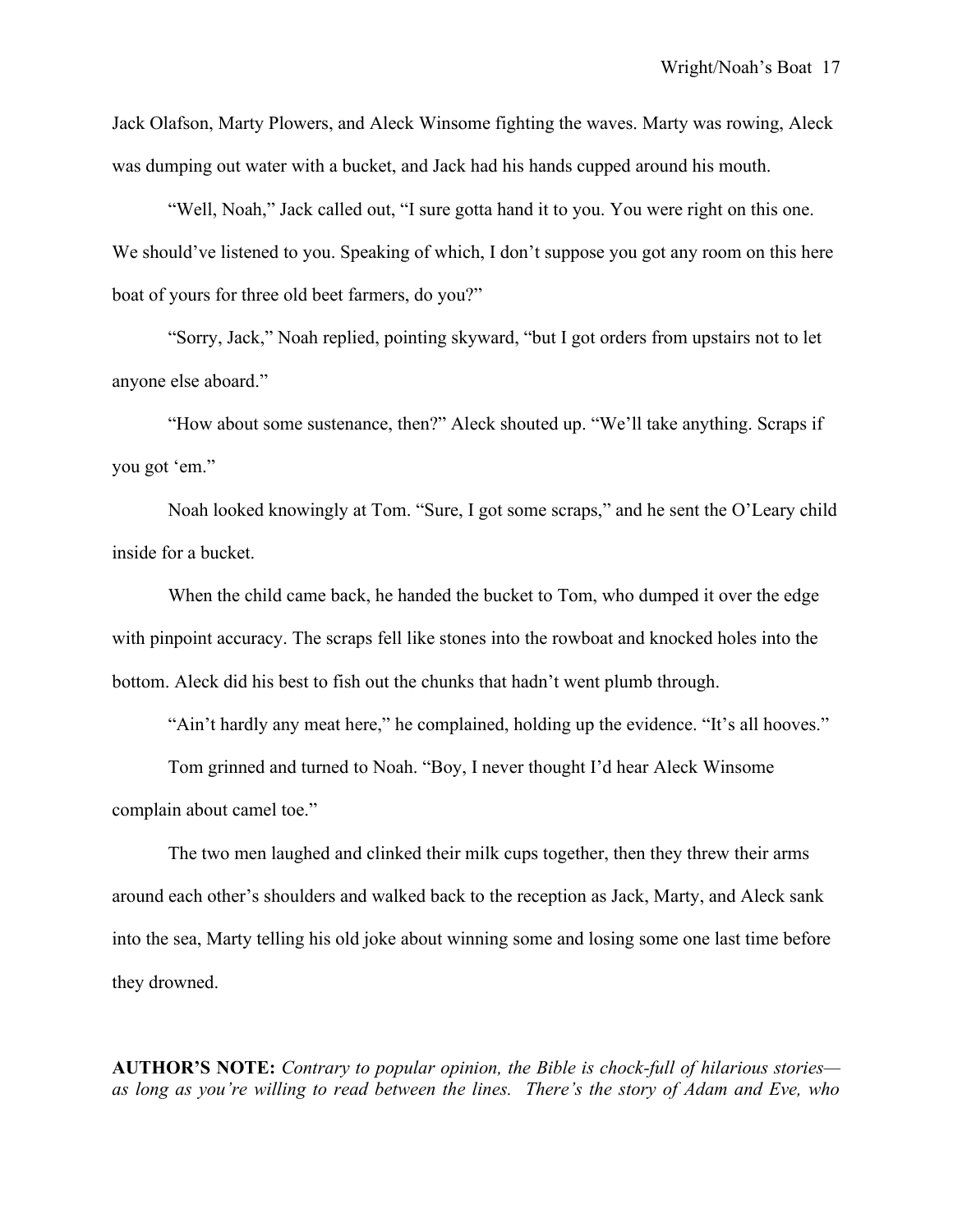Jack Olafson, Marty Plowers, and Aleck Winsome fighting the waves. Marty was rowing, Aleck was dumping out water with a bucket, and Jack had his hands cupped around his mouth.

"Well, Noah," Jack called out, "I sure gotta hand it to you. You were right on this one. We should've listened to you. Speaking of which, I don't suppose you got any room on this here boat of yours for three old beet farmers, do you?"

"Sorry, Jack," Noah replied, pointing skyward, "but I got orders from upstairs not to let anyone else aboard."

"How about some sustenance, then?" Aleck shouted up. "We'll take anything. Scraps if you got 'em."

Noah looked knowingly at Tom. "Sure, I got some scraps," and he sent the O'Leary child inside for a bucket.

When the child came back, he handed the bucket to Tom, who dumped it over the edge with pinpoint accuracy. The scraps fell like stones into the rowboat and knocked holes into the bottom. Aleck did his best to fish out the chunks that hadn't went plumb through.

"Ain't hardly any meat here," he complained, holding up the evidence. "It's all hooves."

Tom grinned and turned to Noah. "Boy, I never thought I'd hear Aleck Winsome complain about camel toe."

The two men laughed and clinked their milk cups together, then they threw their arms around each other's shoulders and walked back to the reception as Jack, Marty, and Aleck sank into the sea, Marty telling his old joke about winning some and losing some one last time before they drowned.

**AUTHOR'S NOTE:** *Contrary to popular opinion, the Bible is chock-full of hilarious stories—as long as you're willing to read between the lines. There's the story of Adam and Eve, who*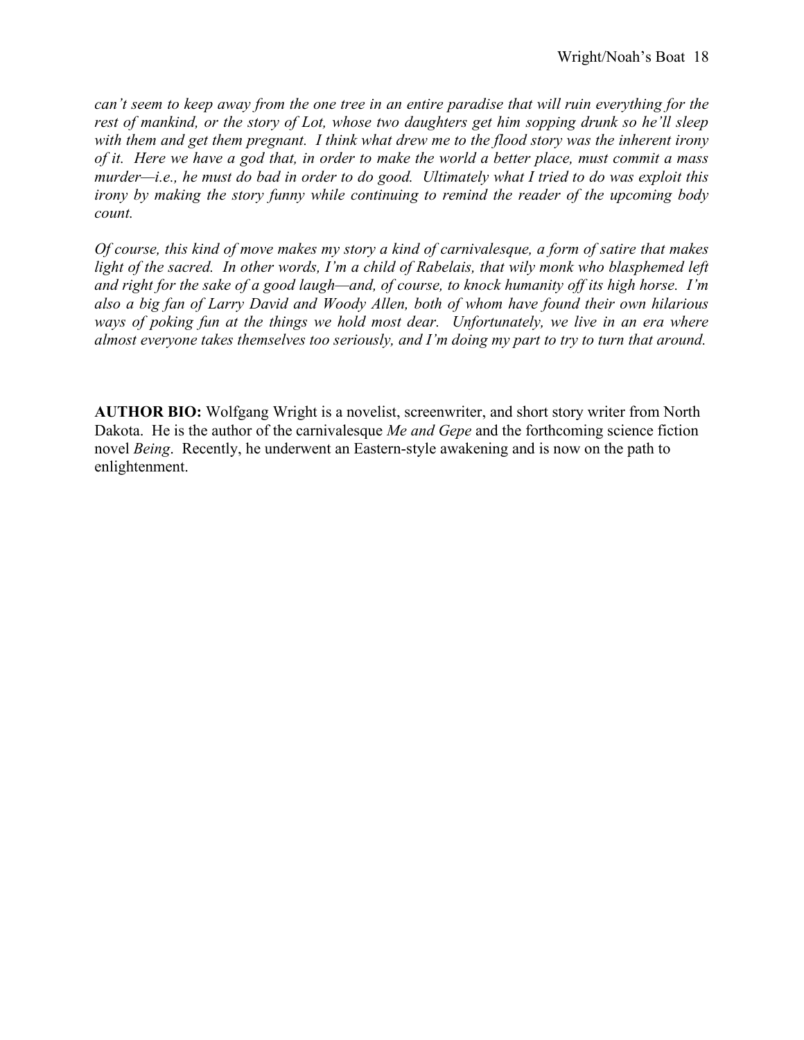*can't seem to keep away from the one tree in an entire paradise that will ruin everything for the rest of mankind, or the story of Lot, whose two daughters get him sopping drunk so he'll sleep with them and get them pregnant. I think what drew me to the flood story was the inherent irony of it. Here we have a god that, in order to make the world a better place, must commit a mass murder—i.e., he must do bad in order to do good. Ultimately what I tried to do was exploit this irony by making the story funny while continuing to remind the reader of the upcoming body count.*

*Of course, this kind of move makes my story a kind of carnivalesque, a form of satire that makes light of the sacred. In other words, I'm a child of Rabelais, that wily monk who blasphemed left and right for the sake of a good laugh—and, of course, to knock humanity off its high horse. I'm also a big fan of Larry David and Woody Allen, both of whom have found their own hilarious ways of poking fun at the things we hold most dear. Unfortunately, we live in an era where almost everyone takes themselves too seriously, and I'm doing my part to try to turn that around.*

**AUTHOR BIO:** Wolfgang Wright is a novelist, screenwriter, and short story writer from North Dakota. He is the author of the carnivalesque *Me and Gepe* and the forthcoming science fiction novel *Being*. Recently, he underwent an Eastern-style awakening and is now on the path to enlightenment.